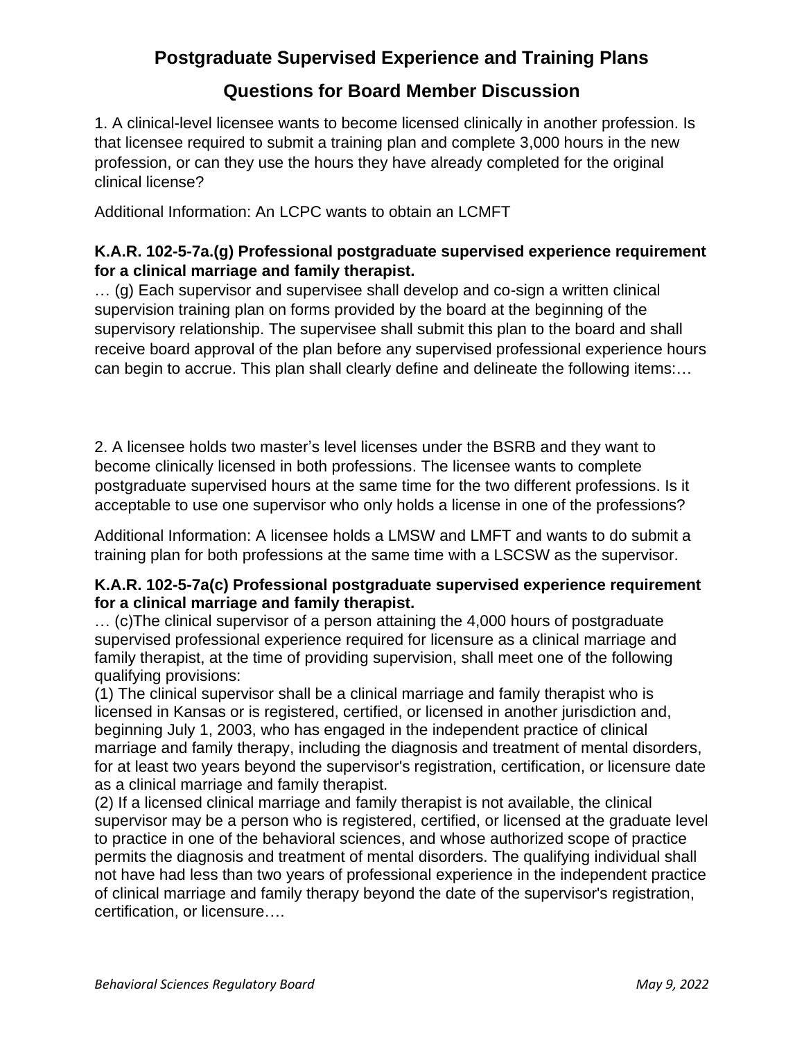# Postgraduate Supervised Experience and Training Plans

## Questions for Board Member Discussion

1. A clinical-level licensee wants to become licensed clinically in another profession. Is that licensee required to submit a training plan and complete 3,000 hours in the new profession, or can they use the hours they have already completed for the original clinical license?

Additional Information: An LCPC wants to obtain an LCMFT

**K.A.R. 102-5-7a.(g) Professional postgraduate supervised experience requirement for a clinical marriage and family therapist.**
… (g) Each supervisor and supervisee shall develop and co-sign a written clinical supervision training plan on forms provided by the board at the beginning of the supervisory relationship. The supervisee shall submit this plan to the board and shall receive board approval of the plan before any supervised professional experience hours can begin to accrue. This plan shall clearly define and delineate the following items:…

2. A licensee holds two master's level licenses under the BSRB and they want to become clinically licensed in both professions. The licensee wants to complete postgraduate supervised hours at the same time for the two different professions. Is it acceptable to use one supervisor who only holds a license in one of the professions?

Additional Information: A licensee holds a LMSW and LMFT and wants to do submit a training plan for both professions at the same time with a LSCSW as the supervisor.

**K.A.R. 102-5-7a(c) Professional postgraduate supervised experience requirement for a clinical marriage and family therapist.**
… (c)The clinical supervisor of a person attaining the 4,000 hours of postgraduate supervised professional experience required for licensure as a clinical marriage and family therapist, at the time of providing supervision, shall meet one of the following qualifying provisions:
(1) The clinical supervisor shall be a clinical marriage and family therapist who is licensed in Kansas or is registered, certified, or licensed in another jurisdiction and, beginning July 1, 2003, who has engaged in the independent practice of clinical marriage and family therapy, including the diagnosis and treatment of mental disorders, for at least two years beyond the supervisor's registration, certification, or licensure date as a clinical marriage and family therapist.
(2) If a licensed clinical marriage and family therapist is not available, the clinical supervisor may be a person who is registered, certified, or licensed at the graduate level to practice in one of the behavioral sciences, and whose authorized scope of practice permits the diagnosis and treatment of mental disorders. The qualifying individual shall not have had less than two years of professional experience in the independent practice of clinical marriage and family therapy beyond the date of the supervisor's registration, certification, or licensure….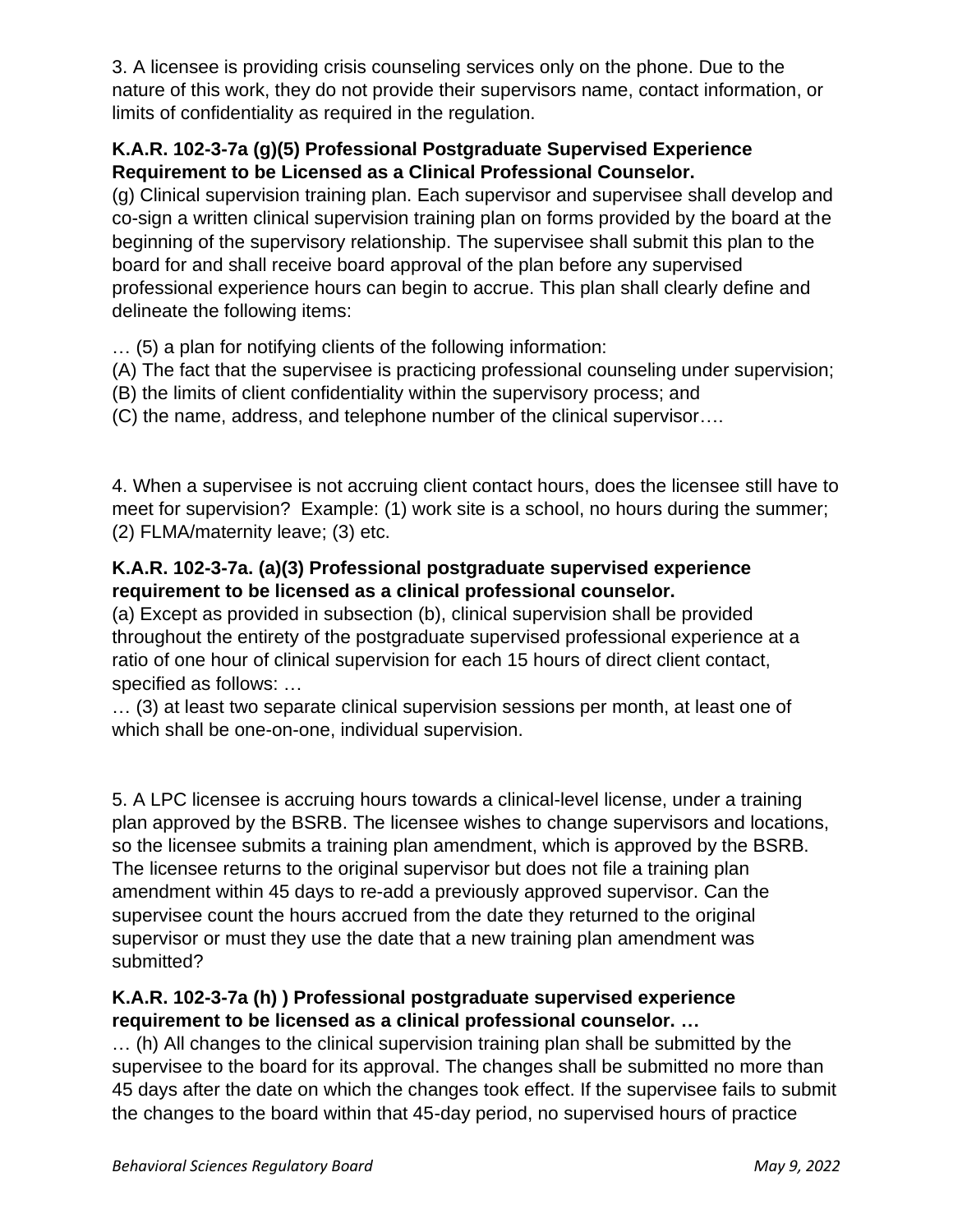3. A licensee is providing crisis counseling services only on the phone. Due to the nature of this work, they do not provide their supervisors name, contact information, or limits of confidentiality as required in the regulation.

**K.A.R. 102-3-7a (g)(5) Professional Postgraduate Supervised Experience Requirement to be Licensed as a Clinical Professional Counselor.**

(g) Clinical supervision training plan. Each supervisor and supervisee shall develop and co-sign a written clinical supervision training plan on forms provided by the board at the beginning of the supervisory relationship. The supervisee shall submit this plan to the board for and shall receive board approval of the plan before any supervised professional experience hours can begin to accrue. This plan shall clearly define and delineate the following items:

… (5) a plan for notifying clients of the following information:

(A) The fact that the supervisee is practicing professional counseling under supervision;

(B) the limits of client confidentiality within the supervisory process; and

(C) the name, address, and telephone number of the clinical supervisor….

4. When a supervisee is not accruing client contact hours, does the licensee still have to meet for supervision? Example: (1) work site is a school, no hours during the summer; (2) FLMA/maternity leave; (3) etc.

**K.A.R. 102-3-7a. (a)(3) Professional postgraduate supervised experience requirement to be licensed as a clinical professional counselor.**

(a) Except as provided in subsection (b), clinical supervision shall be provided throughout the entirety of the postgraduate supervised professional experience at a ratio of one hour of clinical supervision for each 15 hours of direct client contact, specified as follows: …

… (3) at least two separate clinical supervision sessions per month, at least one of which shall be one-on-one, individual supervision.

5. A LPC licensee is accruing hours towards a clinical-level license, under a training plan approved by the BSRB. The licensee wishes to change supervisors and locations, so the licensee submits a training plan amendment, which is approved by the BSRB. The licensee returns to the original supervisor but does not file a training plan amendment within 45 days to re-add a previously approved supervisor. Can the supervisee count the hours accrued from the date they returned to the original supervisor or must they use the date that a new training plan amendment was submitted?

**K.A.R. 102-3-7a (h) ) Professional postgraduate supervised experience requirement to be licensed as a clinical professional counselor. …**

… (h) All changes to the clinical supervision training plan shall be submitted by the supervisee to the board for its approval. The changes shall be submitted no more than 45 days after the date on which the changes took effect. If the supervisee fails to submit the changes to the board within that 45-day period, no supervised hours of practice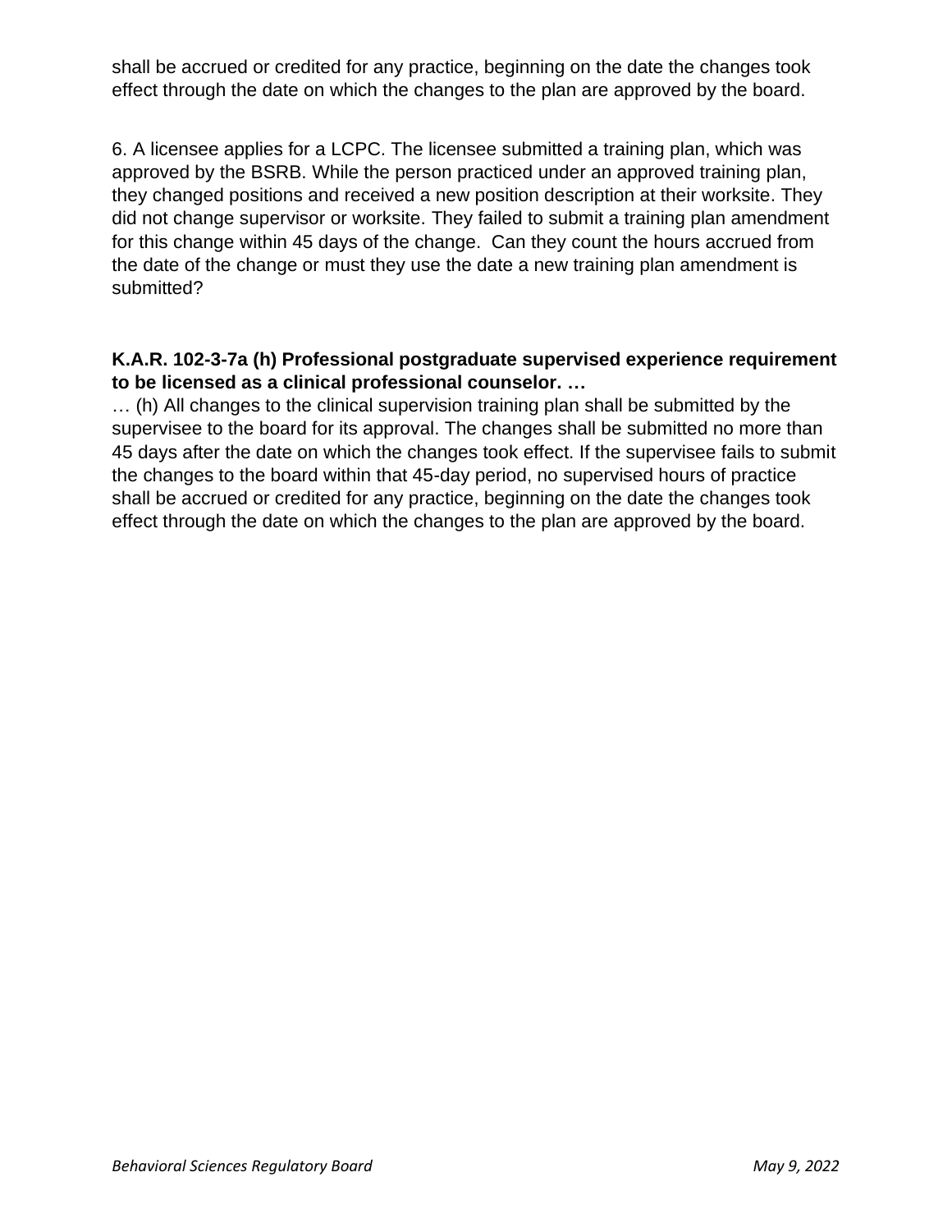shall be accrued or credited for any practice, beginning on the date the changes took effect through the date on which the changes to the plan are approved by the board.

6. A licensee applies for a LCPC. The licensee submitted a training plan, which was approved by the BSRB. While the person practiced under an approved training plan, they changed positions and received a new position description at their worksite. They did not change supervisor or worksite. They failed to submit a training plan amendment for this change within 45 days of the change. Can they count the hours accrued from the date of the change or must they use the date a new training plan amendment is submitted?

**K.A.R. 102-3-7a (h) Professional postgraduate supervised experience requirement to be licensed as a clinical professional counselor. …**

… (h) All changes to the clinical supervision training plan shall be submitted by the supervisee to the board for its approval. The changes shall be submitted no more than 45 days after the date on which the changes took effect. If the supervisee fails to submit the changes to the board within that 45-day period, no supervised hours of practice shall be accrued or credited for any practice, beginning on the date the changes took effect through the date on which the changes to the plan are approved by the board.